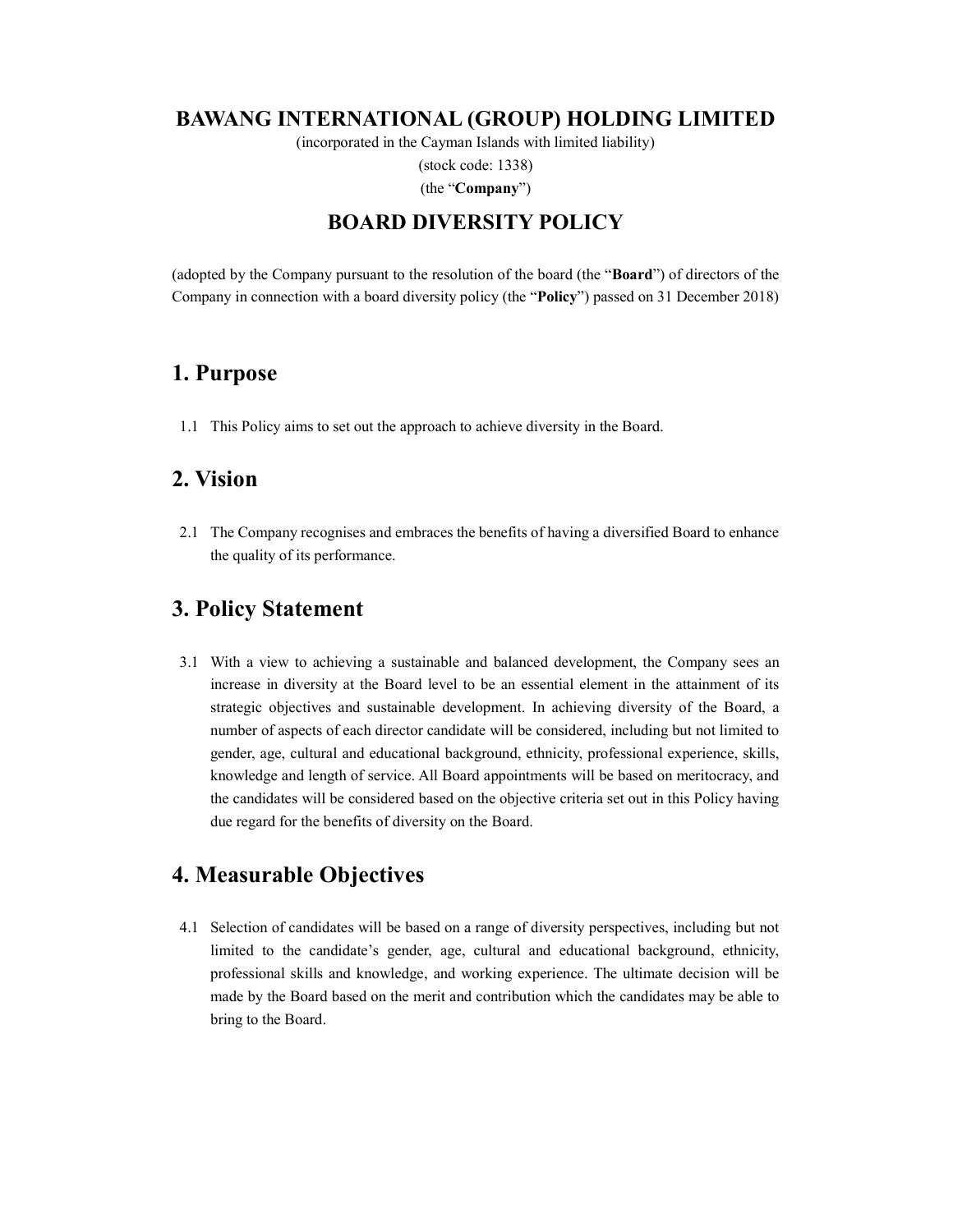# BAWANG INTERNATIONAL (GROUP) HOLDING LIMITED

(incorporated in the Cayman Islands with limited liability)

(stock code: 1338)

(the "**Company**")

## BOARD DIVERSITY POLICY

(adopted by the Company pursuant to the resolution of the board (the "**Board**") of directors of the Company in connection with a board diversity policy (the "**Policy**") passed on 31 December 2018)

## 1. Purpose

1.1 This Policy aims to set out the approach to achieve diversity in the Board.

## 2. Vision

2.1 The Company recognises and embraces the benefits of having a diversified Board to enhance the quality of its performance.

## 3. Policy Statement

3.1 With a view to achieving a sustainable and balanced development, the Company sees an increase in diversity at the Board level to be an essential element in the attainment of its strategic objectives and sustainable development. In achieving diversity of the Board, a number of aspects of each director candidate will be considered, including but not limited to gender, age, cultural and educational background, ethnicity, professional experience, skills, knowledge and length of service. All Board appointments will be based on meritocracy, and the candidates will be considered based on the objective criteria set out in this Policy having due regard for the benefits of diversity on the Board.

## 4. Measurable Objectives

4.1 Selection of candidates will be based on a range of diversity perspectives, including but not limited to the candidate's gender, age, cultural and educational background, ethnicity, professional skills and knowledge, and working experience. The ultimate decision will be made by the Board based on the merit and contribution which the candidates may be able to bring to the Board.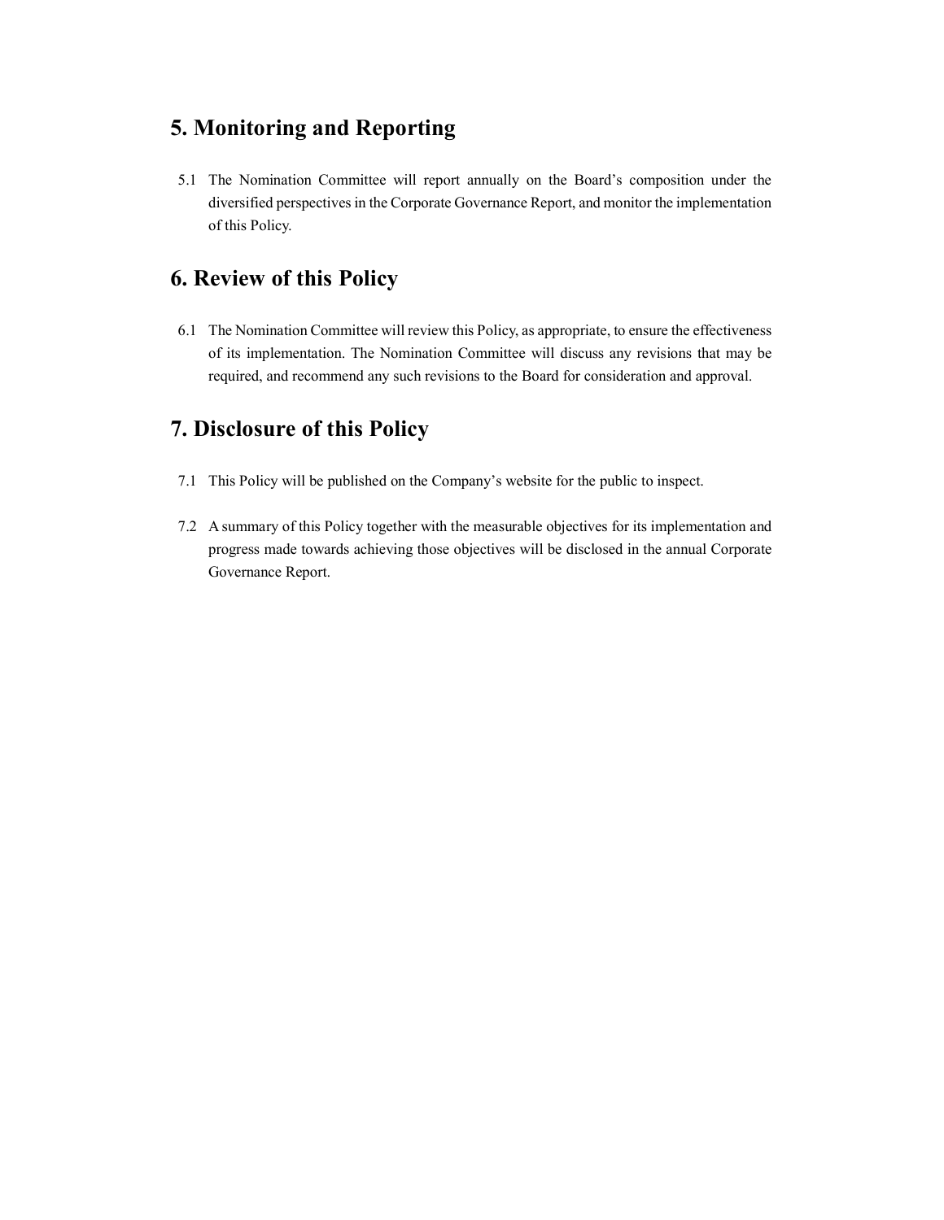## 5. Monitoring and Reporting

5.1 The Nomination Committee will report annually on the Board's composition under the diversified perspectives in the Corporate Governance Report, and monitor the implementation of this Policy.

## 6. Review of this Policy

6.1 The Nomination Committee will review this Policy, as appropriate, to ensure the effectiveness of its implementation. The Nomination Committee will discuss any revisions that may be required, and recommend any such revisions to the Board for consideration and approval.

## 7. Disclosure of this Policy

7.1 This Policy will be published on the Company's website for the public to inspect.

7.2 A summary of this Policy together with the measurable objectives for its implementation and progress made towards achieving those objectives will be disclosed in the annual Corporate Governance Report.